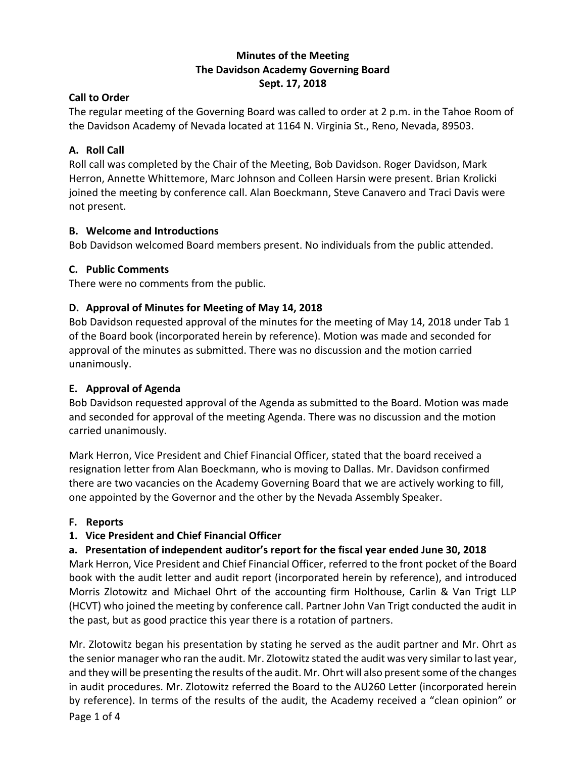**Minutes of the Meeting**
**The Davidson Academy Governing Board**
**Sept. 17, 2018**

**Call to Order**

The regular meeting of the Governing Board was called to order at 2 p.m. in the Tahoe Room of the Davidson Academy of Nevada located at 1164 N. Virginia St., Reno, Nevada, 89503.

**A. Roll Call**

Roll call was completed by the Chair of the Meeting, Bob Davidson. Roger Davidson, Mark Herron, Annette Whittemore, Marc Johnson and Colleen Harsin were present. Brian Krolicki joined the meeting by conference call. Alan Boeckmann, Steve Canavero and Traci Davis were not present.

**B. Welcome and Introductions**

Bob Davidson welcomed Board members present. No individuals from the public attended.

**C. Public Comments**

There were no comments from the public.

**D. Approval of Minutes for Meeting of May 14, 2018**

Bob Davidson requested approval of the minutes for the meeting of May 14, 2018 under Tab 1 of the Board book (incorporated herein by reference). Motion was made and seconded for approval of the minutes as submitted. There was no discussion and the motion carried unanimously.

**E. Approval of Agenda**

Bob Davidson requested approval of the Agenda as submitted to the Board. Motion was made and seconded for approval of the meeting Agenda. There was no discussion and the motion carried unanimously.

Mark Herron, Vice President and Chief Financial Officer, stated that the board received a resignation letter from Alan Boeckmann, who is moving to Dallas. Mr. Davidson confirmed there are two vacancies on the Academy Governing Board that we are actively working to fill, one appointed by the Governor and the other by the Nevada Assembly Speaker.

**F. Reports**

**1. Vice President and Chief Financial Officer**

**a. Presentation of independent auditor's report for the fiscal year ended June 30, 2018**

Mark Herron, Vice President and Chief Financial Officer, referred to the front pocket of the Board book with the audit letter and audit report (incorporated herein by reference), and introduced Morris Zlotowitz and Michael Ohrt of the accounting firm Holthouse, Carlin & Van Trigt LLP (HCVT) who joined the meeting by conference call. Partner John Van Trigt conducted the audit in the past, but as good practice this year there is a rotation of partners.

Mr. Zlotowitz began his presentation by stating he served as the audit partner and Mr. Ohrt as the senior manager who ran the audit. Mr. Zlotowitz stated the audit was very similar to last year, and they will be presenting the results of the audit. Mr. Ohrt will also present some of the changes in audit procedures. Mr. Zlotowitz referred the Board to the AU260 Letter (incorporated herein by reference). In terms of the results of the audit, the Academy received a "clean opinion" or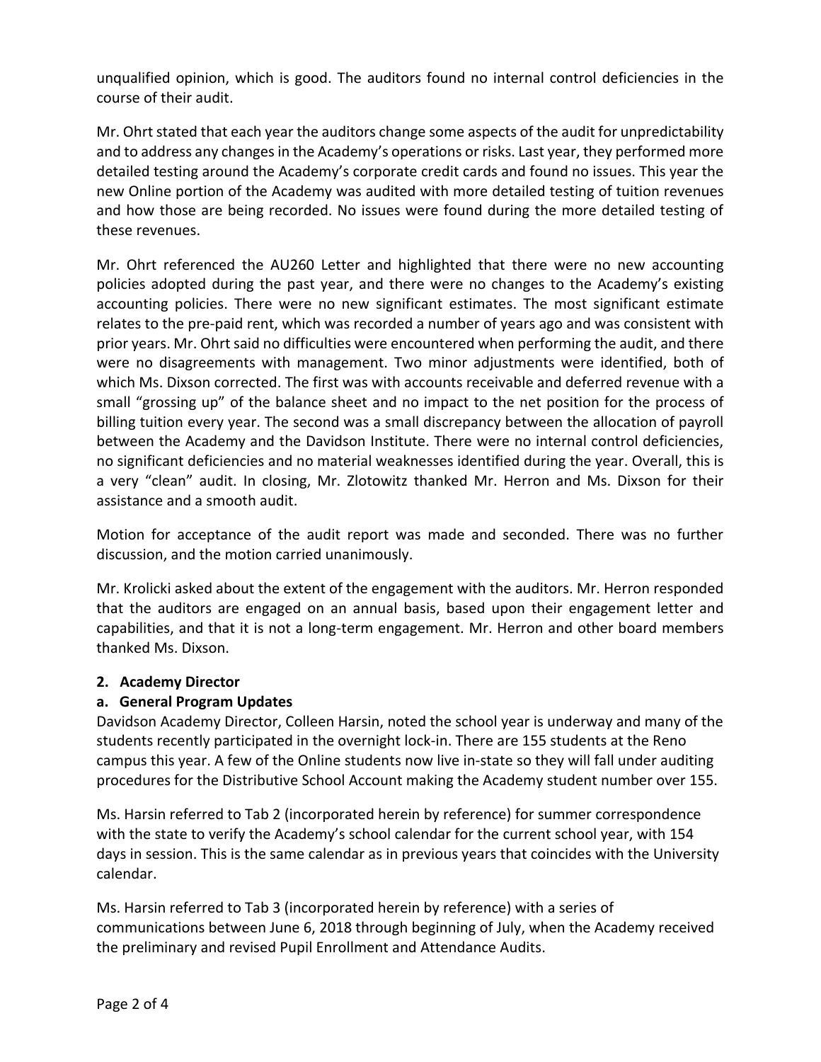unqualified opinion, which is good. The auditors found no internal control deficiencies in the course of their audit.

Mr. Ohrt stated that each year the auditors change some aspects of the audit for unpredictability and to address any changes in the Academy's operations or risks. Last year, they performed more detailed testing around the Academy's corporate credit cards and found no issues. This year the new Online portion of the Academy was audited with more detailed testing of tuition revenues and how those are being recorded. No issues were found during the more detailed testing of these revenues.

Mr. Ohrt referenced the AU260 Letter and highlighted that there were no new accounting policies adopted during the past year, and there were no changes to the Academy's existing accounting policies. There were no new significant estimates. The most significant estimate relates to the pre-paid rent, which was recorded a number of years ago and was consistent with prior years. Mr. Ohrt said no difficulties were encountered when performing the audit, and there were no disagreements with management. Two minor adjustments were identified, both of which Ms. Dixson corrected. The first was with accounts receivable and deferred revenue with a small "grossing up" of the balance sheet and no impact to the net position for the process of billing tuition every year. The second was a small discrepancy between the allocation of payroll between the Academy and the Davidson Institute. There were no internal control deficiencies, no significant deficiencies and no material weaknesses identified during the year. Overall, this is a very "clean" audit. In closing, Mr. Zlotowitz thanked Mr. Herron and Ms. Dixson for their assistance and a smooth audit.

Motion for acceptance of the audit report was made and seconded. There was no further discussion, and the motion carried unanimously.

Mr. Krolicki asked about the extent of the engagement with the auditors. Mr. Herron responded that the auditors are engaged on an annual basis, based upon their engagement letter and capabilities, and that it is not a long-term engagement. Mr. Herron and other board members thanked Ms. Dixson.

**2. Academy Director**

**a. General Program Updates**

Davidson Academy Director, Colleen Harsin, noted the school year is underway and many of the students recently participated in the overnight lock-in. There are 155 students at the Reno campus this year. A few of the Online students now live in-state so they will fall under auditing procedures for the Distributive School Account making the Academy student number over 155.

Ms. Harsin referred to Tab 2 (incorporated herein by reference) for summer correspondence with the state to verify the Academy's school calendar for the current school year, with 154 days in session. This is the same calendar as in previous years that coincides with the University calendar.

Ms. Harsin referred to Tab 3 (incorporated herein by reference) with a series of communications between June 6, 2018 through beginning of July, when the Academy received the preliminary and revised Pupil Enrollment and Attendance Audits.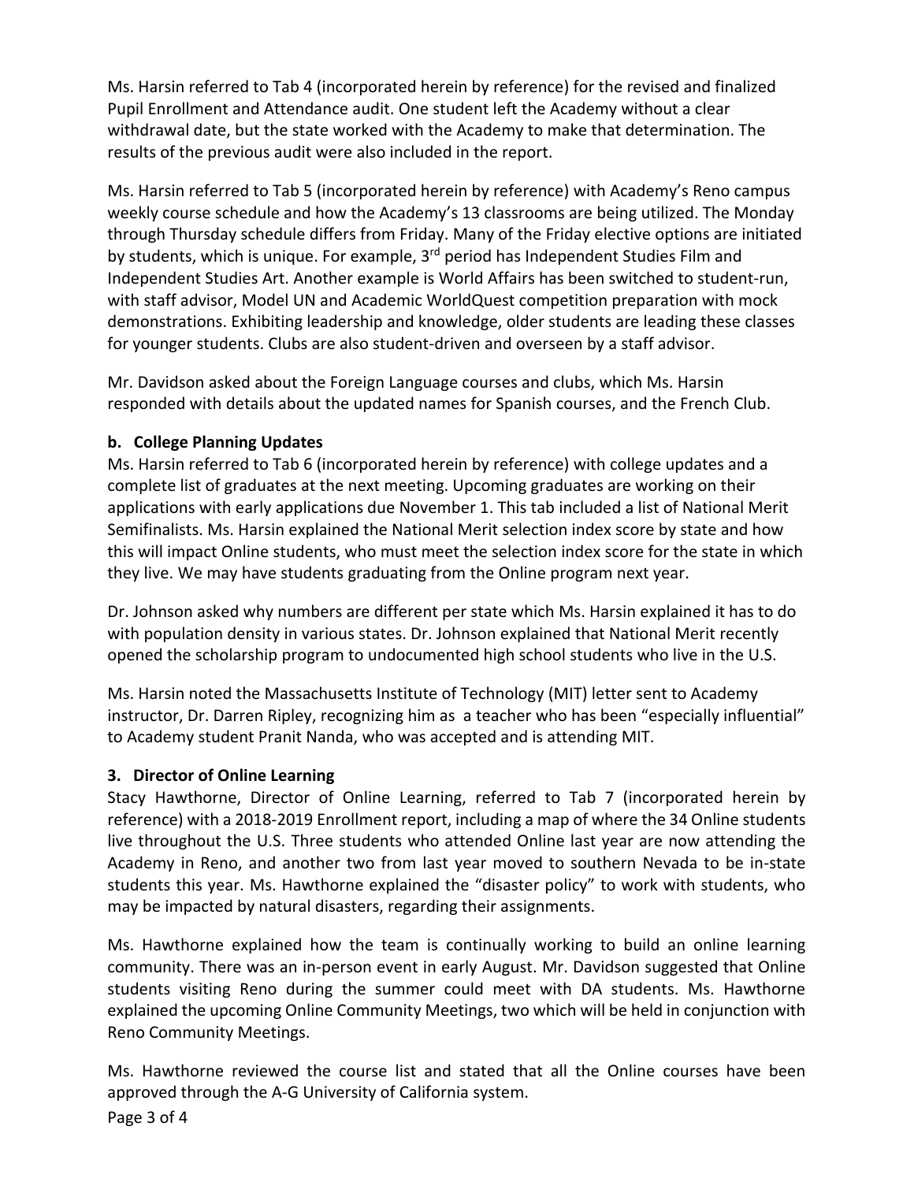Ms. Harsin referred to Tab 4 (incorporated herein by reference) for the revised and finalized Pupil Enrollment and Attendance audit. One student left the Academy without a clear withdrawal date, but the state worked with the Academy to make that determination. The results of the previous audit were also included in the report.

Ms. Harsin referred to Tab 5 (incorporated herein by reference) with Academy's Reno campus weekly course schedule and how the Academy's 13 classrooms are being utilized. The Monday through Thursday schedule differs from Friday. Many of the Friday elective options are initiated by students, which is unique. For example, 3rd period has Independent Studies Film and Independent Studies Art. Another example is World Affairs has been switched to student-run, with staff advisor, Model UN and Academic WorldQuest competition preparation with mock demonstrations. Exhibiting leadership and knowledge, older students are leading these classes for younger students. Clubs are also student-driven and overseen by a staff advisor.

Mr. Davidson asked about the Foreign Language courses and clubs, which Ms. Harsin responded with details about the updated names for Spanish courses, and the French Club.

**b. College Planning Updates**

Ms. Harsin referred to Tab 6 (incorporated herein by reference) with college updates and a complete list of graduates at the next meeting. Upcoming graduates are working on their applications with early applications due November 1. This tab included a list of National Merit Semifinalists. Ms. Harsin explained the National Merit selection index score by state and how this will impact Online students, who must meet the selection index score for the state in which they live. We may have students graduating from the Online program next year.

Dr. Johnson asked why numbers are different per state which Ms. Harsin explained it has to do with population density in various states. Dr. Johnson explained that National Merit recently opened the scholarship program to undocumented high school students who live in the U.S.

Ms. Harsin noted the Massachusetts Institute of Technology (MIT) letter sent to Academy instructor, Dr. Darren Ripley, recognizing him as a teacher who has been "especially influential" to Academy student Pranit Nanda, who was accepted and is attending MIT.

**3. Director of Online Learning**

Stacy Hawthorne, Director of Online Learning, referred to Tab 7 (incorporated herein by reference) with a 2018-2019 Enrollment report, including a map of where the 34 Online students live throughout the U.S. Three students who attended Online last year are now attending the Academy in Reno, and another two from last year moved to southern Nevada to be in-state students this year. Ms. Hawthorne explained the "disaster policy" to work with students, who may be impacted by natural disasters, regarding their assignments.

Ms. Hawthorne explained how the team is continually working to build an online learning community. There was an in-person event in early August. Mr. Davidson suggested that Online students visiting Reno during the summer could meet with DA students. Ms. Hawthorne explained the upcoming Online Community Meetings, two which will be held in conjunction with Reno Community Meetings.

Ms. Hawthorne reviewed the course list and stated that all the Online courses have been approved through the A-G University of California system.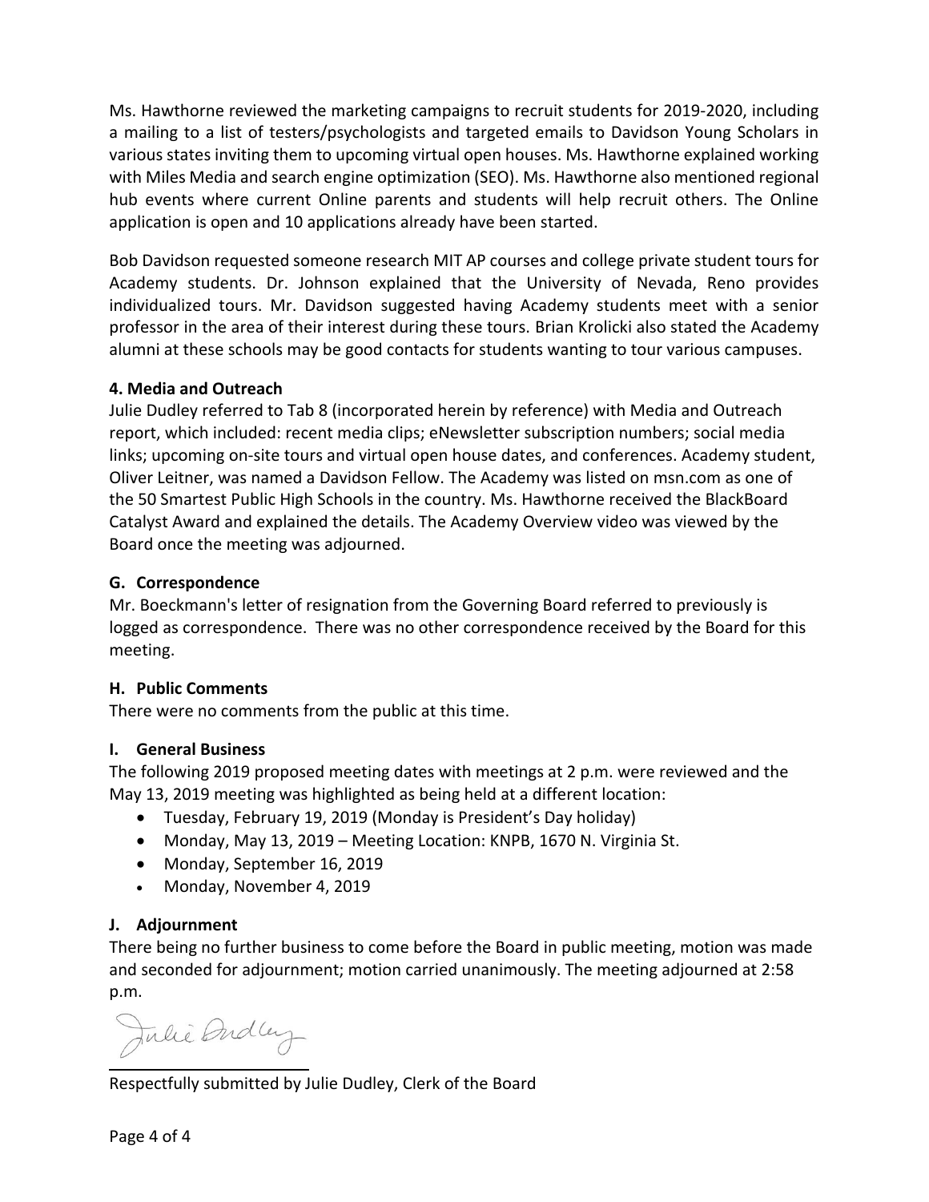Ms. Hawthorne reviewed the marketing campaigns to recruit students for 2019-2020, including a mailing to a list of testers/psychologists and targeted emails to Davidson Young Scholars in various states inviting them to upcoming virtual open houses. Ms. Hawthorne explained working with Miles Media and search engine optimization (SEO). Ms. Hawthorne also mentioned regional hub events where current Online parents and students will help recruit others. The Online application is open and 10 applications already have been started.

Bob Davidson requested someone research MIT AP courses and college private student tours for Academy students. Dr. Johnson explained that the University of Nevada, Reno provides individualized tours. Mr. Davidson suggested having Academy students meet with a senior professor in the area of their interest during these tours. Brian Krolicki also stated the Academy alumni at these schools may be good contacts for students wanting to tour various campuses.

**4. Media and Outreach**

Julie Dudley referred to Tab 8 (incorporated herein by reference) with Media and Outreach report, which included: recent media clips; eNewsletter subscription numbers; social media links; upcoming on-site tours and virtual open house dates, and conferences. Academy student, Oliver Leitner, was named a Davidson Fellow. The Academy was listed on msn.com as one of the 50 Smartest Public High Schools in the country. Ms. Hawthorne received the BlackBoard Catalyst Award and explained the details. The Academy Overview video was viewed by the Board once the meeting was adjourned.

### G. Correspondence

Mr. Boeckmann's letter of resignation from the Governing Board referred to previously is logged as correspondence. There was no other correspondence received by the Board for this meeting.

### H. Public Comments

There were no comments from the public at this time.

### I. General Business

The following 2019 proposed meeting dates with meetings at 2 p.m. were reviewed and the May 13, 2019 meeting was highlighted as being held at a different location:

- Tuesday, February 19, 2019 (Monday is President's Day holiday)
- Monday, May 13, 2019 – Meeting Location: KNPB, 1670 N. Virginia St.
- Monday, September 16, 2019
- Monday, November 4, 2019

### J. Adjournment

There being no further business to come before the Board in public meeting, motion was made and seconded for adjournment; motion carried unanimously. The meeting adjourned at 2:58 p.m.

Julie Dudley

Respectfully submitted by Julie Dudley, Clerk of the Board